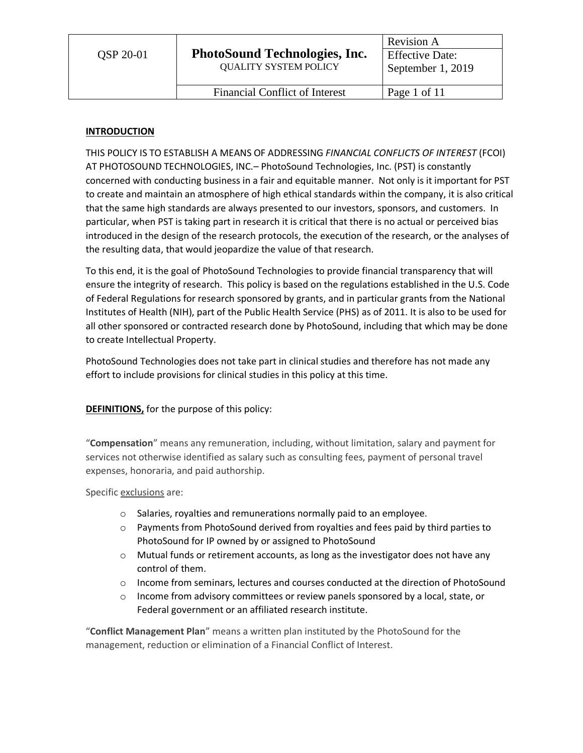## INTRODUCTION

THIS POLICY IS TO ESTABLISH A MEANS OF ADDRESSING *FINANCIAL CONFLICTS OF INTEREST* (FCOI) AT PHOTOSOUND TECHNOLOGIES, INC.– PhotoSound Technologies, Inc. (PST) is constantly concerned with conducting business in a fair and equitable manner. Not only is it important for PST to create and maintain an atmosphere of high ethical standards within the company, it is also critical that the same high standards are always presented to our investors, sponsors, and customers. In particular, when PST is taking part in research it is critical that there is no actual or perceived bias introduced in the design of the research protocols, the execution of the research, or the analyses of the resulting data, that would jeopardize the value of that research.

To this end, it is the goal of PhotoSound Technologies to provide financial transparency that will ensure the integrity of research. This policy is based on the regulations established in the U.S. Code of Federal Regulations for research sponsored by grants, and in particular grants from the National Institutes of Health (NIH), part of the Public Health Service (PHS) as of 2011. It is also to be used for all other sponsored or contracted research done by PhotoSound, including that which may be done to create Intellectual Property.

PhotoSound Technologies does not take part in clinical studies and therefore has not made any effort to include provisions for clinical studies in this policy at this time.

## DEFINITIONS, for the purpose of this policy:

"**Compensation**" means any remuneration, including, without limitation, salary and payment for services not otherwise identified as salary such as consulting fees, payment of personal travel expenses, honoraria, and paid authorship.

Specific exclusions are:

- Salaries, royalties and remunerations normally paid to an employee.
- Payments from PhotoSound derived from royalties and fees paid by third parties to PhotoSound for IP owned by or assigned to PhotoSound
- Mutual funds or retirement accounts, as long as the investigator does not have any control of them.
- Income from seminars, lectures and courses conducted at the direction of PhotoSound
- Income from advisory committees or review panels sponsored by a local, state, or Federal government or an affiliated research institute.

"**Conflict Management Plan**" means a written plan instituted by the PhotoSound for the management, reduction or elimination of a Financial Conflict of Interest.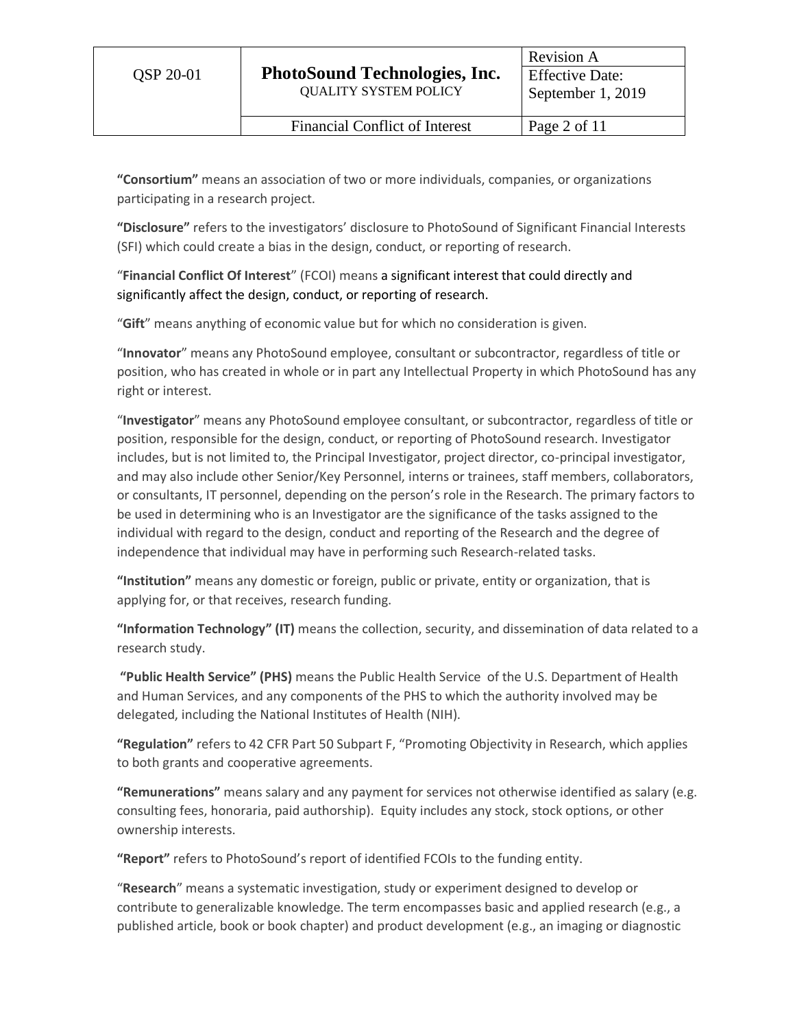**"Consortium"** means an association of two or more individuals, companies, or organizations participating in a research project.

**"Disclosure"** refers to the investigators' disclosure to PhotoSound of Significant Financial Interests (SFI) which could create a bias in the design, conduct, or reporting of research.

"**Financial Conflict Of Interest**" (FCOI) means a significant interest that could directly and significantly affect the design, conduct, or reporting of research.

"**Gift**" means anything of economic value but for which no consideration is given.

"**Innovator**" means any PhotoSound employee, consultant or subcontractor, regardless of title or position, who has created in whole or in part any Intellectual Property in which PhotoSound has any right or interest.

"**Investigator**" means any PhotoSound employee consultant, or subcontractor, regardless of title or position, responsible for the design, conduct, or reporting of PhotoSound research. Investigator includes, but is not limited to, the Principal Investigator, project director, co-principal investigator, and may also include other Senior/Key Personnel, interns or trainees, staff members, collaborators, or consultants, IT personnel, depending on the person's role in the Research. The primary factors to be used in determining who is an Investigator are the significance of the tasks assigned to the individual with regard to the design, conduct and reporting of the Research and the degree of independence that individual may have in performing such Research-related tasks.

**"Institution"** means any domestic or foreign, public or private, entity or organization, that is applying for, or that receives, research funding.

**"Information Technology" (IT)** means the collection, security, and dissemination of data related to a research study.

**"Public Health Service" (PHS)** means the Public Health Service of the U.S. Department of Health and Human Services, and any components of the PHS to which the authority involved may be delegated, including the National Institutes of Health (NIH).

**"Regulation"** refers to 42 CFR Part 50 Subpart F, "Promoting Objectivity in Research, which applies to both grants and cooperative agreements.

**"Remunerations"** means salary and any payment for services not otherwise identified as salary (e.g. consulting fees, honoraria, paid authorship). Equity includes any stock, stock options, or other ownership interests.

**"Report"** refers to PhotoSound's report of identified FCOIs to the funding entity.

"**Research**" means a systematic investigation, study or experiment designed to develop or contribute to generalizable knowledge. The term encompasses basic and applied research (e.g., a published article, book or book chapter) and product development (e.g., an imaging or diagnostic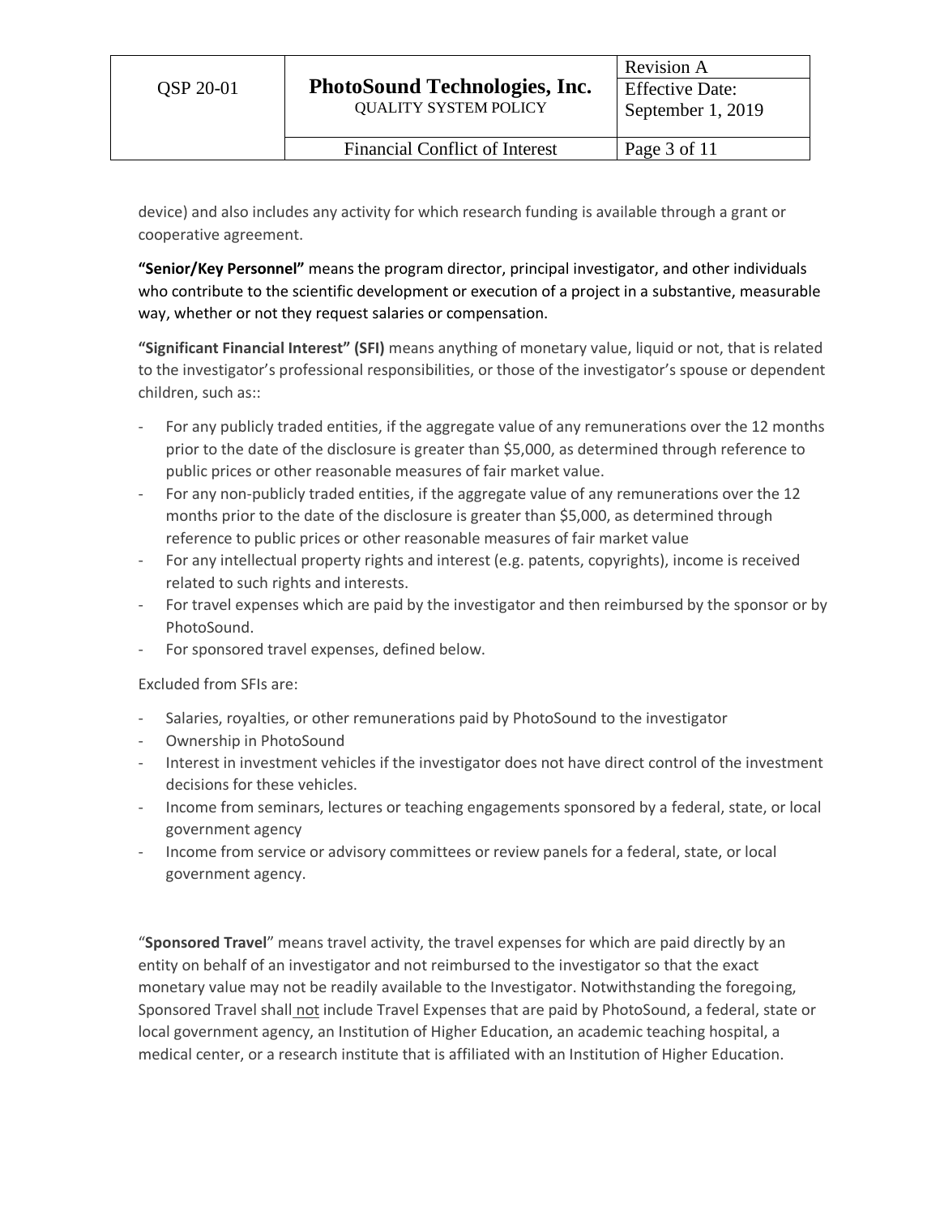device) and also includes any activity for which research funding is available through a grant or cooperative agreement.

**"Senior/Key Personnel"** means the program director, principal investigator, and other individuals who contribute to the scientific development or execution of a project in a substantive, measurable way, whether or not they request salaries or compensation.

**"Significant Financial Interest" (SFI)** means anything of monetary value, liquid or not, that is related to the investigator's professional responsibilities, or those of the investigator's spouse or dependent children, such as::

- For any publicly traded entities, if the aggregate value of any remunerations over the 12 months prior to the date of the disclosure is greater than $5,000, as determined through reference to public prices or other reasonable measures of fair market value.
- For any non-publicly traded entities, if the aggregate value of any remunerations over the 12 months prior to the date of the disclosure is greater than $5,000, as determined through reference to public prices or other reasonable measures of fair market value
- For any intellectual property rights and interest (e.g. patents, copyrights), income is received related to such rights and interests.
- For travel expenses which are paid by the investigator and then reimbursed by the sponsor or by PhotoSound.
- For sponsored travel expenses, defined below.

Excluded from SFIs are:

- Salaries, royalties, or other remunerations paid by PhotoSound to the investigator
- Ownership in PhotoSound
- Interest in investment vehicles if the investigator does not have direct control of the investment decisions for these vehicles.
- Income from seminars, lectures or teaching engagements sponsored by a federal, state, or local government agency
- Income from service or advisory committees or review panels for a federal, state, or local government agency.

"**Sponsored Travel**" means travel activity, the travel expenses for which are paid directly by an entity on behalf of an investigator and not reimbursed to the investigator so that the exact monetary value may not be readily available to the Investigator. Notwithstanding the foregoing, Sponsored Travel shall not include Travel Expenses that are paid by PhotoSound, a federal, state or local government agency, an Institution of Higher Education, an academic teaching hospital, a medical center, or a research institute that is affiliated with an Institution of Higher Education.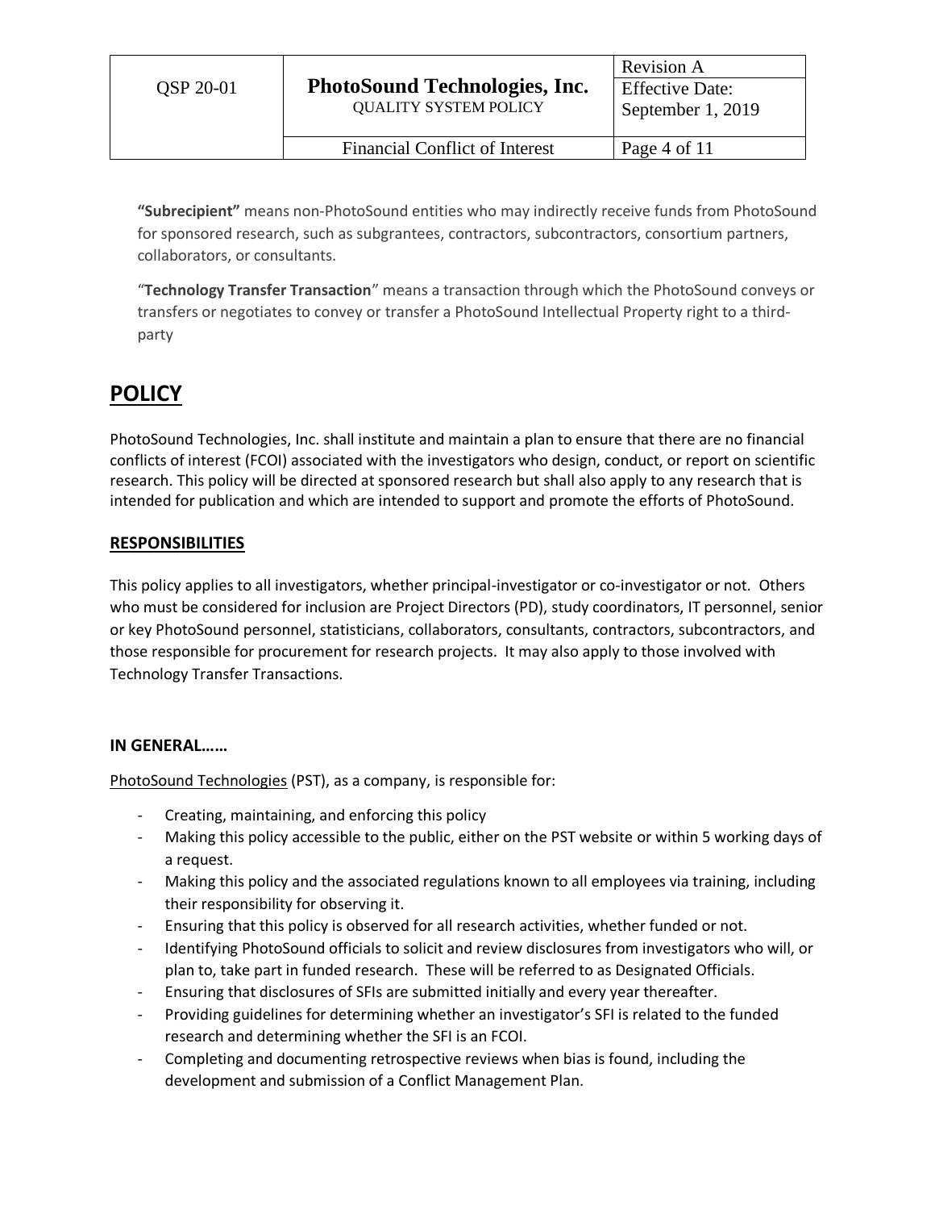**"Subrecipient"** means non-PhotoSound entities who may indirectly receive funds from PhotoSound for sponsored research, such as subgrantees, contractors, subcontractors, consortium partners, collaborators, or consultants.

"**Technology Transfer Transaction**" means a transaction through which the PhotoSound conveys or transfers or negotiates to convey or transfer a PhotoSound Intellectual Property right to a third-party

# POLICY

PhotoSound Technologies, Inc. shall institute and maintain a plan to ensure that there are no financial conflicts of interest (FCOI) associated with the investigators who design, conduct, or report on scientific research. This policy will be directed at sponsored research but shall also apply to any research that is intended for publication and which are intended to support and promote the efforts of PhotoSound.

## RESPONSIBILITIES

This policy applies to all investigators, whether principal-investigator or co-investigator or not. Others who must be considered for inclusion are Project Directors (PD), study coordinators, IT personnel, senior or key PhotoSound personnel, statisticians, collaborators, consultants, contractors, subcontractors, and those responsible for procurement for research projects. It may also apply to those involved with Technology Transfer Transactions.

### IN GENERAL……

PhotoSound Technologies (PST), as a company, is responsible for:

- Creating, maintaining, and enforcing this policy
- Making this policy accessible to the public, either on the PST website or within 5 working days of a request.
- Making this policy and the associated regulations known to all employees via training, including their responsibility for observing it.
- Ensuring that this policy is observed for all research activities, whether funded or not.
- Identifying PhotoSound officials to solicit and review disclosures from investigators who will, or plan to, take part in funded research. These will be referred to as Designated Officials.
- Ensuring that disclosures of SFIs are submitted initially and every year thereafter.
- Providing guidelines for determining whether an investigator's SFI is related to the funded research and determining whether the SFI is an FCOI.
- Completing and documenting retrospective reviews when bias is found, including the development and submission of a Conflict Management Plan.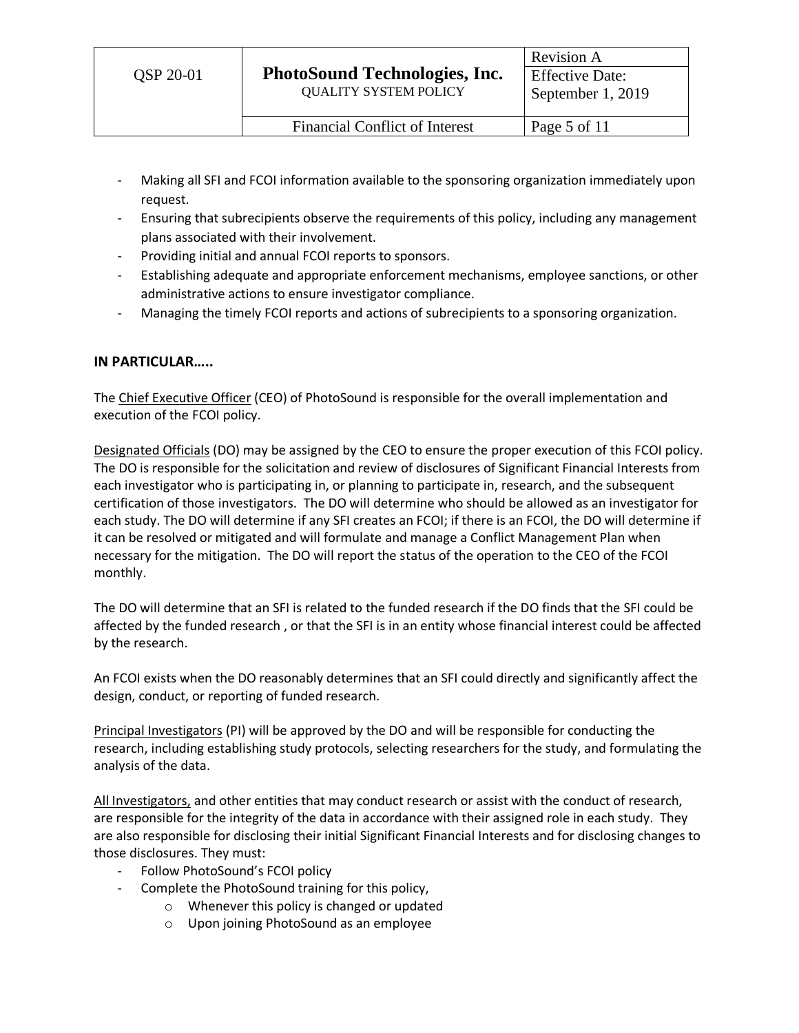- Making all SFI and FCOI information available to the sponsoring organization immediately upon request.
- Ensuring that subrecipients observe the requirements of this policy, including any management plans associated with their involvement.
- Providing initial and annual FCOI reports to sponsors.
- Establishing adequate and appropriate enforcement mechanisms, employee sanctions, or other administrative actions to ensure investigator compliance.
- Managing the timely FCOI reports and actions of subrecipients to a sponsoring organization.

**IN PARTICULAR…..**

The Chief Executive Officer (CEO) of PhotoSound is responsible for the overall implementation and execution of the FCOI policy.

Designated Officials (DO) may be assigned by the CEO to ensure the proper execution of this FCOI policy. The DO is responsible for the solicitation and review of disclosures of Significant Financial Interests from each investigator who is participating in, or planning to participate in, research, and the subsequent certification of those investigators. The DO will determine who should be allowed as an investigator for each study. The DO will determine if any SFI creates an FCOI; if there is an FCOI, the DO will determine if it can be resolved or mitigated and will formulate and manage a Conflict Management Plan when necessary for the mitigation. The DO will report the status of the operation to the CEO of the FCOI monthly.

The DO will determine that an SFI is related to the funded research if the DO finds that the SFI could be affected by the funded research , or that the SFI is in an entity whose financial interest could be affected by the research.

An FCOI exists when the DO reasonably determines that an SFI could directly and significantly affect the design, conduct, or reporting of funded research.

Principal Investigators (PI) will be approved by the DO and will be responsible for conducting the research, including establishing study protocols, selecting researchers for the study, and formulating the analysis of the data.

All Investigators, and other entities that may conduct research or assist with the conduct of research, are responsible for the integrity of the data in accordance with their assigned role in each study. They are also responsible for disclosing their initial Significant Financial Interests and for disclosing changes to those disclosures. They must:

- Follow PhotoSound's FCOI policy
- Complete the PhotoSound training for this policy,
  - Whenever this policy is changed or updated
  - Upon joining PhotoSound as an employee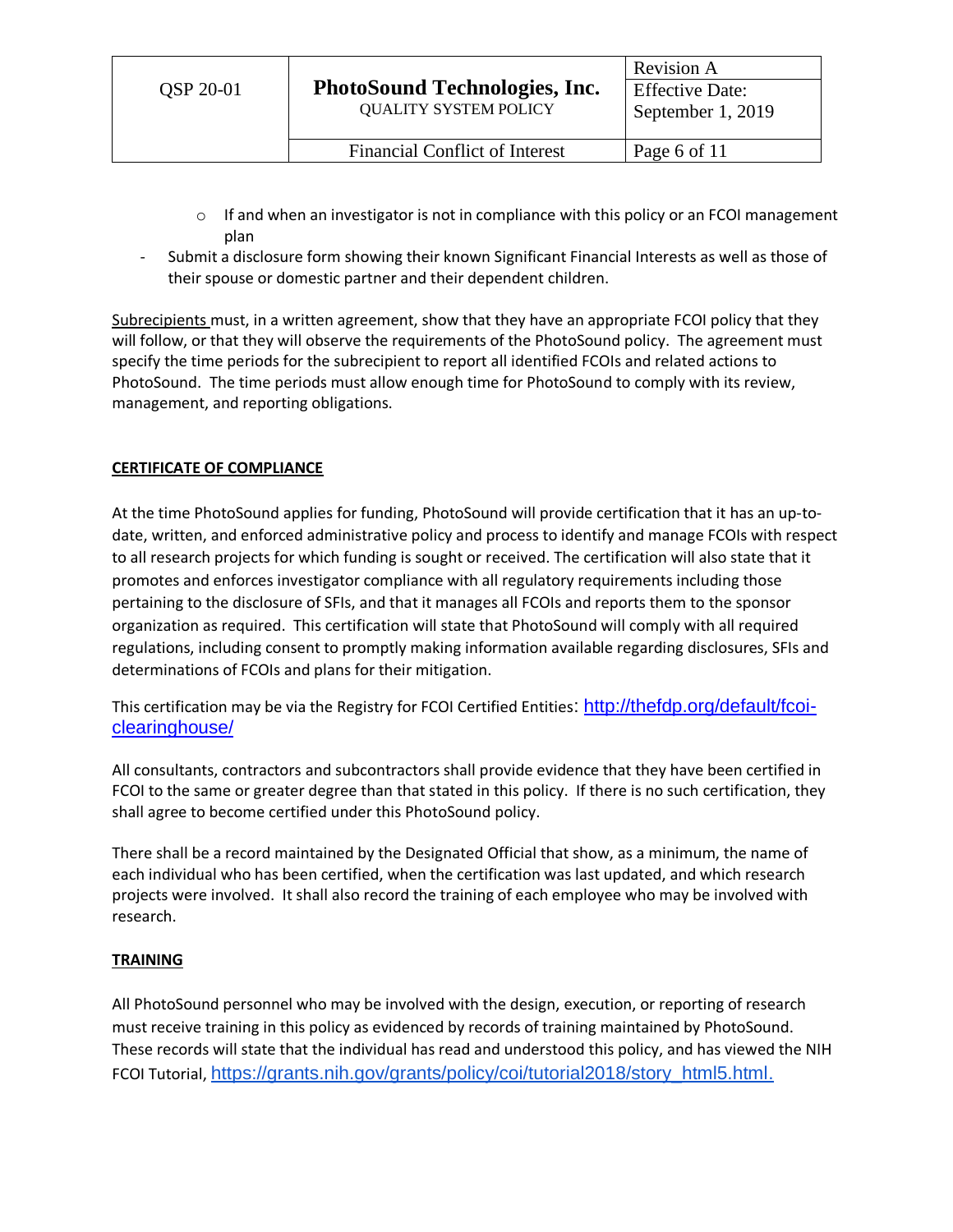- If and when an investigator is not in compliance with this policy or an FCOI management plan

- Submit a disclosure form showing their known Significant Financial Interests as well as those of their spouse or domestic partner and their dependent children.

Subrecipients must, in a written agreement, show that they have an appropriate FCOI policy that they will follow, or that they will observe the requirements of the PhotoSound policy. The agreement must specify the time periods for the subrecipient to report all identified FCOIs and related actions to PhotoSound. The time periods must allow enough time for PhotoSound to comply with its review, management, and reporting obligations.

**CERTIFICATE OF COMPLIANCE**

At the time PhotoSound applies for funding, PhotoSound will provide certification that it has an up-to-date, written, and enforced administrative policy and process to identify and manage FCOIs with respect to all research projects for which funding is sought or received. The certification will also state that it promotes and enforces investigator compliance with all regulatory requirements including those pertaining to the disclosure of SFIs, and that it manages all FCOIs and reports them to the sponsor organization as required. This certification will state that PhotoSound will comply with all required regulations, including consent to promptly making information available regarding disclosures, SFIs and determinations of FCOIs and plans for their mitigation.

This certification may be via the Registry for FCOI Certified Entities: http://thefdp.org/default/fcoi-clearinghouse/

All consultants, contractors and subcontractors shall provide evidence that they have been certified in FCOI to the same or greater degree than that stated in this policy. If there is no such certification, they shall agree to become certified under this PhotoSound policy.

There shall be a record maintained by the Designated Official that show, as a minimum, the name of each individual who has been certified, when the certification was last updated, and which research projects were involved. It shall also record the training of each employee who may be involved with research.

**TRAINING**

All PhotoSound personnel who may be involved with the design, execution, or reporting of research must receive training in this policy as evidenced by records of training maintained by PhotoSound. These records will state that the individual has read and understood this policy, and has viewed the NIH FCOI Tutorial, https://grants.nih.gov/grants/policy/coi/tutorial2018/story_html5.html.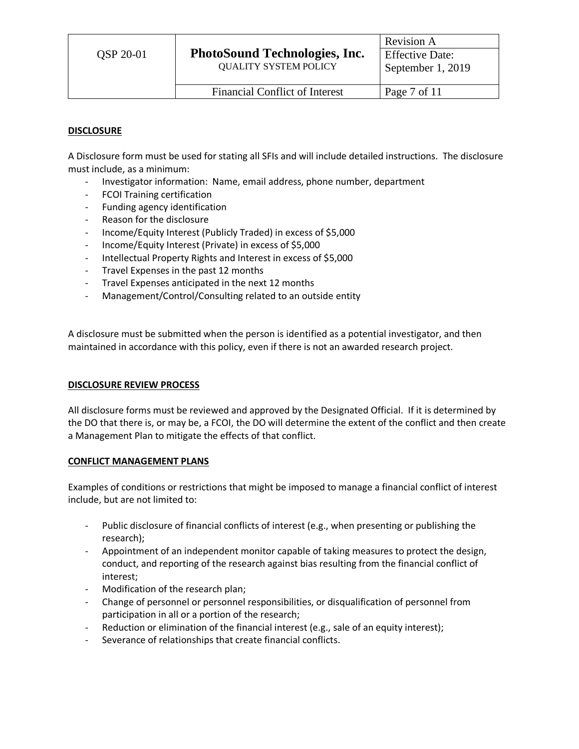## DISCLOSURE

A Disclosure form must be used for stating all SFIs and will include detailed instructions. The disclosure must include, as a minimum:

- Investigator information: Name, email address, phone number, department
- FCOI Training certification
- Funding agency identification
- Reason for the disclosure
- Income/Equity Interest (Publicly Traded) in excess of $5,000
- Income/Equity Interest (Private) in excess of $5,000
- Intellectual Property Rights and Interest in excess of $5,000
- Travel Expenses in the past 12 months
- Travel Expenses anticipated in the next 12 months
- Management/Control/Consulting related to an outside entity

A disclosure must be submitted when the person is identified as a potential investigator, and then maintained in accordance with this policy, even if there is not an awarded research project.

## DISCLOSURE REVIEW PROCESS

All disclosure forms must be reviewed and approved by the Designated Official. If it is determined by the DO that there is, or may be, a FCOI, the DO will determine the extent of the conflict and then create a Management Plan to mitigate the effects of that conflict.

## CONFLICT MANAGEMENT PLANS

Examples of conditions or restrictions that might be imposed to manage a financial conflict of interest include, but are not limited to:

- Public disclosure of financial conflicts of interest (e.g., when presenting or publishing the research);
- Appointment of an independent monitor capable of taking measures to protect the design, conduct, and reporting of the research against bias resulting from the financial conflict of interest;
- Modification of the research plan;
- Change of personnel or personnel responsibilities, or disqualification of personnel from participation in all or a portion of the research;
- Reduction or elimination of the financial interest (e.g., sale of an equity interest);
- Severance of relationships that create financial conflicts.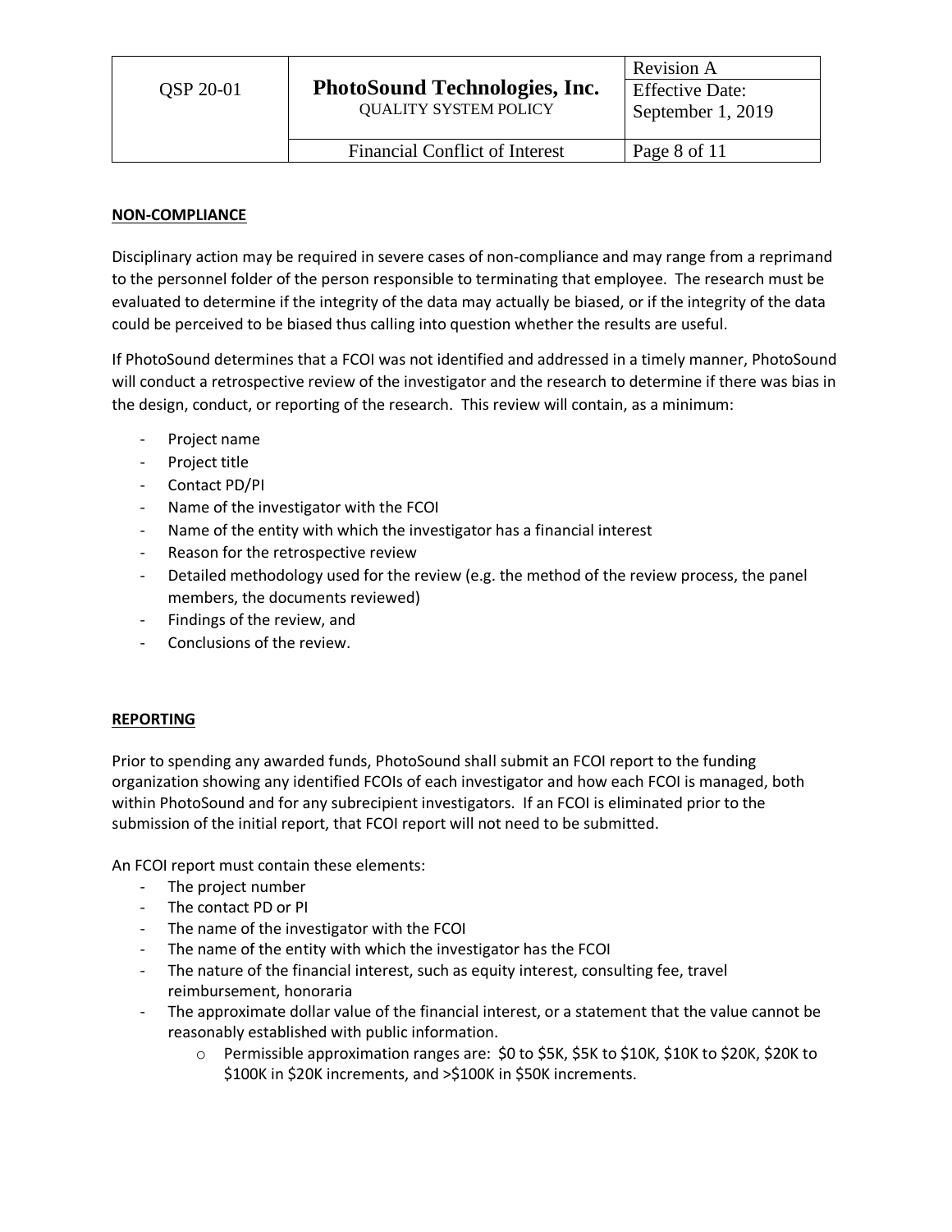## NON-COMPLIANCE

Disciplinary action may be required in severe cases of non-compliance and may range from a reprimand to the personnel folder of the person responsible to terminating that employee. The research must be evaluated to determine if the integrity of the data may actually be biased, or if the integrity of the data could be perceived to be biased thus calling into question whether the results are useful.

If PhotoSound determines that a FCOI was not identified and addressed in a timely manner, PhotoSound will conduct a retrospective review of the investigator and the research to determine if there was bias in the design, conduct, or reporting of the research. This review will contain, as a minimum:

- Project name
- Project title
- Contact PD/PI
- Name of the investigator with the FCOI
- Name of the entity with which the investigator has a financial interest
- Reason for the retrospective review
- Detailed methodology used for the review (e.g. the method of the review process, the panel members, the documents reviewed)
- Findings of the review, and
- Conclusions of the review.

## REPORTING

Prior to spending any awarded funds, PhotoSound shall submit an FCOI report to the funding organization showing any identified FCOIs of each investigator and how each FCOI is managed, both within PhotoSound and for any subrecipient investigators. If an FCOI is eliminated prior to the submission of the initial report, that FCOI report will not need to be submitted.

An FCOI report must contain these elements:

- The project number
- The contact PD or PI
- The name of the investigator with the FCOI
- The name of the entity with which the investigator has the FCOI
- The nature of the financial interest, such as equity interest, consulting fee, travel reimbursement, honoraria
- The approximate dollar value of the financial interest, or a statement that the value cannot be reasonably established with public information.
    - Permissible approximation ranges are: $0 to $5K, $5K to $10K, $10K to $20K, $20K to $100K in $20K increments, and >$100K in $50K increments.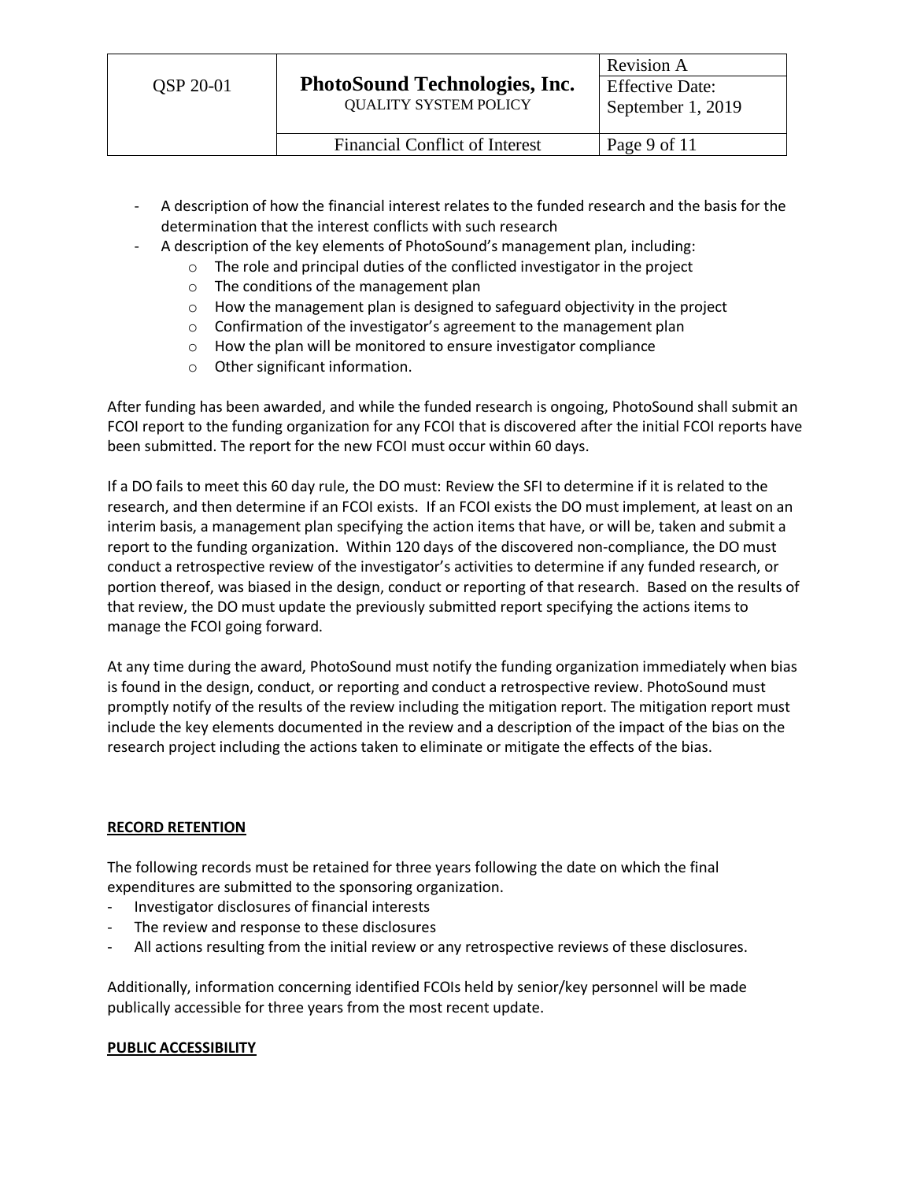- A description of how the financial interest relates to the funded research and the basis for the determination that the interest conflicts with such research
- A description of the key elements of PhotoSound's management plan, including:
    - The role and principal duties of the conflicted investigator in the project
    - The conditions of the management plan
    - How the management plan is designed to safeguard objectivity in the project
    - Confirmation of the investigator's agreement to the management plan
    - How the plan will be monitored to ensure investigator compliance
    - Other significant information.

After funding has been awarded, and while the funded research is ongoing, PhotoSound shall submit an FCOI report to the funding organization for any FCOI that is discovered after the initial FCOI reports have been submitted. The report for the new FCOI must occur within 60 days.

If a DO fails to meet this 60 day rule, the DO must: Review the SFI to determine if it is related to the research, and then determine if an FCOI exists. If an FCOI exists the DO must implement, at least on an interim basis, a management plan specifying the action items that have, or will be, taken and submit a report to the funding organization. Within 120 days of the discovered non-compliance, the DO must conduct a retrospective review of the investigator's activities to determine if any funded research, or portion thereof, was biased in the design, conduct or reporting of that research. Based on the results of that review, the DO must update the previously submitted report specifying the actions items to manage the FCOI going forward.

At any time during the award, PhotoSound must notify the funding organization immediately when bias is found in the design, conduct, or reporting and conduct a retrospective review. PhotoSound must promptly notify of the results of the review including the mitigation report. The mitigation report must include the key elements documented in the review and a description of the impact of the bias on the research project including the actions taken to eliminate or mitigate the effects of the bias.

## RECORD RETENTION

The following records must be retained for three years following the date on which the final expenditures are submitted to the sponsoring organization.

- Investigator disclosures of financial interests
- The review and response to these disclosures
- All actions resulting from the initial review or any retrospective reviews of these disclosures.

Additionally, information concerning identified FCOIs held by senior/key personnel will be made publically accessible for three years from the most recent update.

## PUBLIC ACCESSIBILITY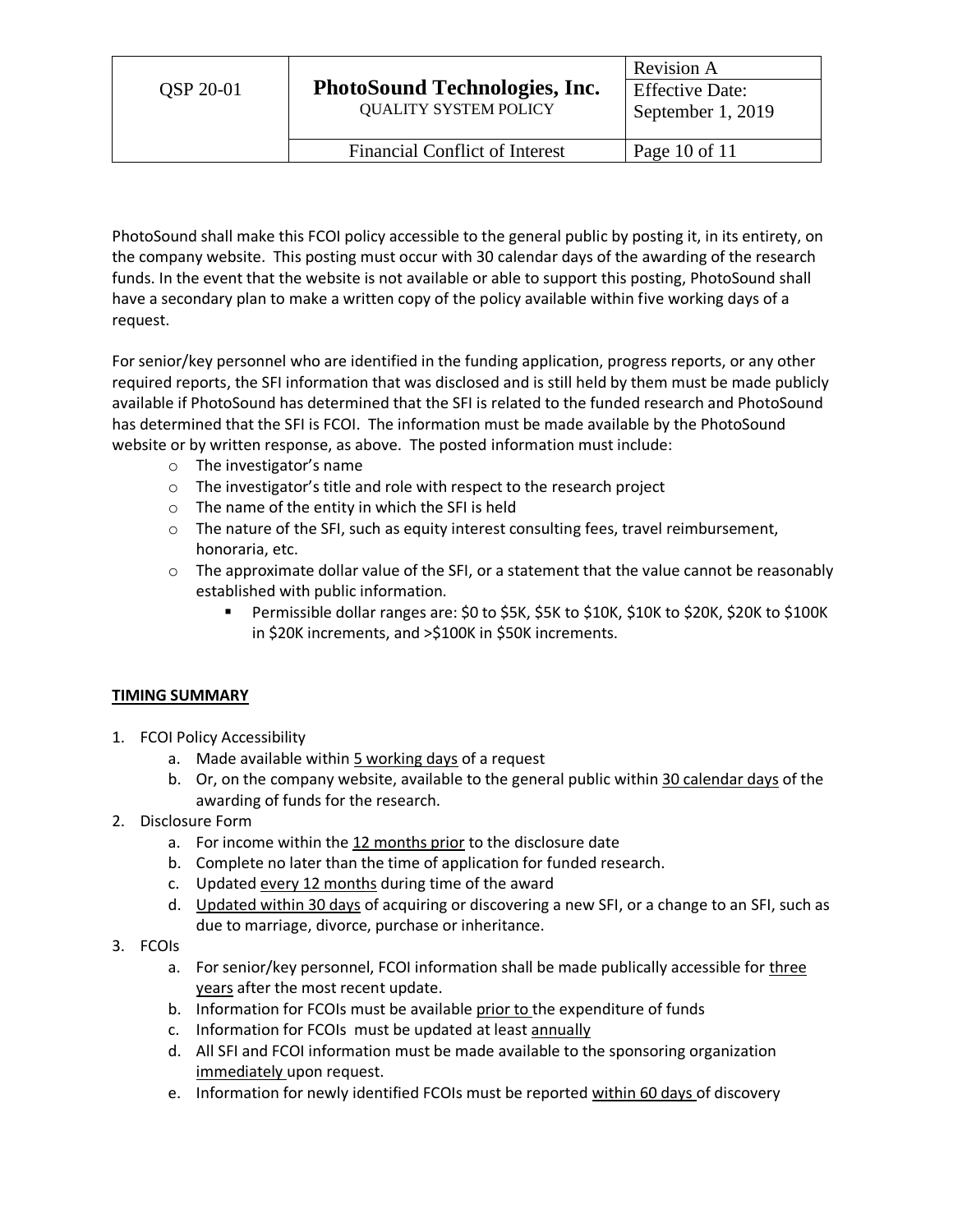PhotoSound shall make this FCOI policy accessible to the general public by posting it, in its entirety, on the company website. This posting must occur with 30 calendar days of the awarding of the research funds. In the event that the website is not available or able to support this posting, PhotoSound shall have a secondary plan to make a written copy of the policy available within five working days of a request.

For senior/key personnel who are identified in the funding application, progress reports, or any other required reports, the SFI information that was disclosed and is still held by them must be made publicly available if PhotoSound has determined that the SFI is related to the funded research and PhotoSound has determined that the SFI is FCOI. The information must be made available by the PhotoSound website or by written response, as above. The posted information must include:

- The investigator's name
- The investigator's title and role with respect to the research project
- The name of the entity in which the SFI is held
- The nature of the SFI, such as equity interest consulting fees, travel reimbursement, honoraria, etc.
- The approximate dollar value of the SFI, or a statement that the value cannot be reasonably established with public information.
    - Permissible dollar ranges are: $0 to $5K, $5K to $10K, $10K to $20K, $20K to $100K in $20K increments, and >$100K in $50K increments.

## TIMING SUMMARY

1. FCOI Policy Accessibility
    a. Made available within <u>5 working days</u> of a request
    b. Or, on the company website, available to the general public within <u>30 calendar days</u> of the awarding of funds for the research.
2. Disclosure Form
    a. For income within the <u>12 months prior</u> to the disclosure date
    b. Complete no later than the time of application for funded research.
    c. Updated <u>every 12 months</u> during time of the award
    d. <u>Updated within 30 days</u> of acquiring or discovering a new SFI, or a change to an SFI, such as due to marriage, divorce, purchase or inheritance.
3. FCOIs
    a. For senior/key personnel, FCOI information shall be made publically accessible for <u>three years</u> after the most recent update.
    b. Information for FCOIs must be available <u>prior to</u> the expenditure of funds
    c. Information for FCOIs must be updated at least <u>annually</u>
    d. All SFI and FCOI information must be made available to the sponsoring organization <u>immediately</u> upon request.
    e. Information for newly identified FCOIs must be reported <u>within 60 days</u> of discovery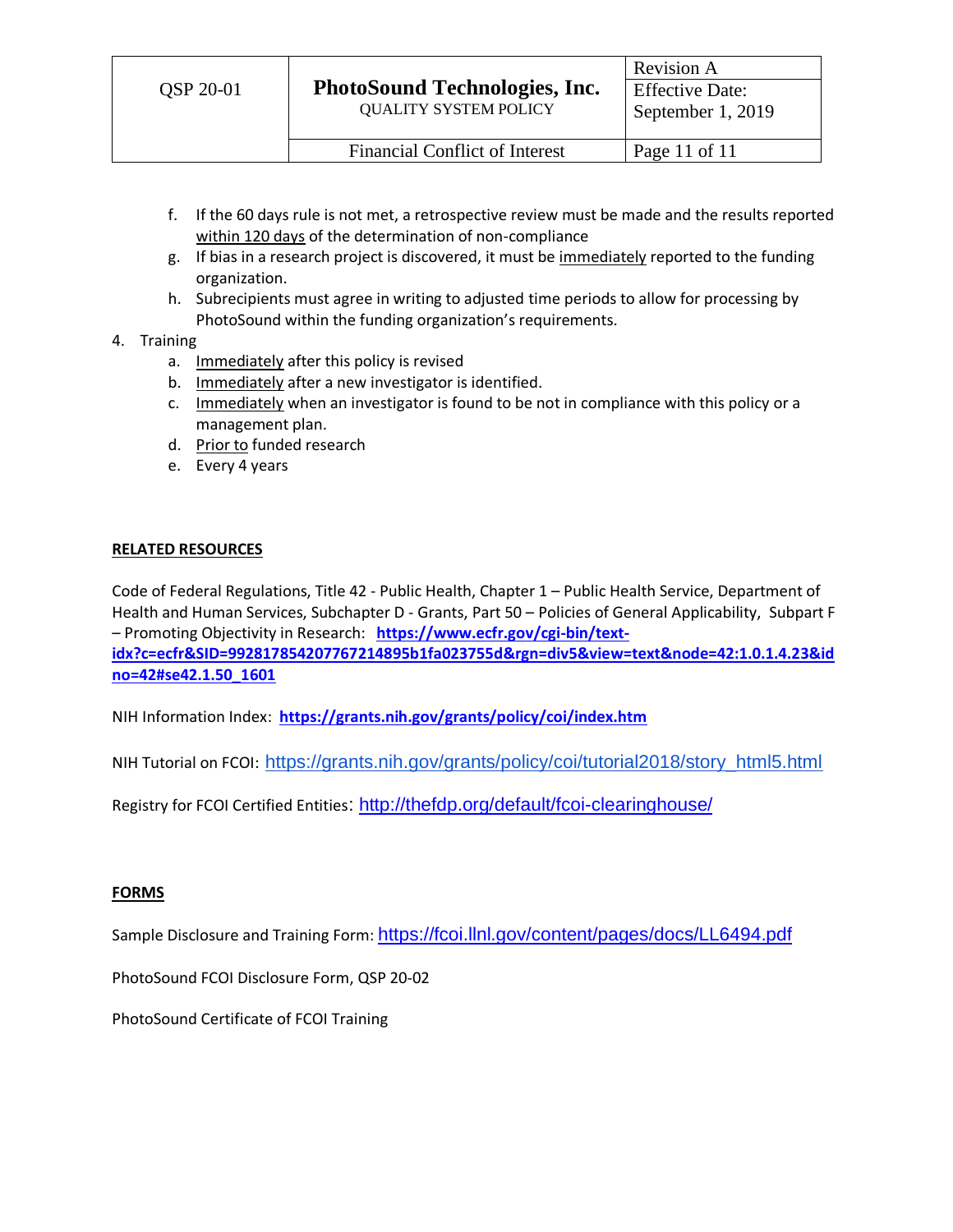f. If the 60 days rule is not met, a retrospective review must be made and the results reported <u>within 120 days</u> of the determination of non-compliance
g. If bias in a research project is discovered, it must be <u>immediately</u> reported to the funding organization.
h. Subrecipients must agree in writing to adjusted time periods to allow for processing by PhotoSound within the funding organization's requirements.

4. Training
   a. <u>Immediately</u> after this policy is revised
   b. <u>Immediately</u> after a new investigator is identified.
   c. <u>Immediately</u> when an investigator is found to be not in compliance with this policy or a management plan.
   d. <u>Prior to</u> funded research
   e. Every 4 years

**RELATED RESOURCES**

Code of Federal Regulations, Title 42 - Public Health, Chapter 1 – Public Health Service, Department of Health and Human Services, Subchapter D - Grants, Part 50 – Policies of General Applicability, Subpart F – Promoting Objectivity in Research: **https://www.ecfr.gov/cgi-bin/text-idx?c=ecfr&SID=9928178542077672148 95b1fa023755d&rgn=div5&view=text&node=42:1.0.1.4.23&idno=42#se42.1.50_1601**

NIH Information Index: **https://grants.nih.gov/grants/policy/coi/index.htm**

NIH Tutorial on FCOI: https://grants.nih.gov/grants/policy/coi/tutorial2018/story_html5.html

Registry for FCOI Certified Entities: http://thefdp.org/default/fcoi-clearinghouse/

**FORMS**

Sample Disclosure and Training Form: https://fcoi.llnl.gov/content/pages/docs/LL6494.pdf

PhotoSound FCOI Disclosure Form, QSP 20-02

PhotoSound Certificate of FCOI Training